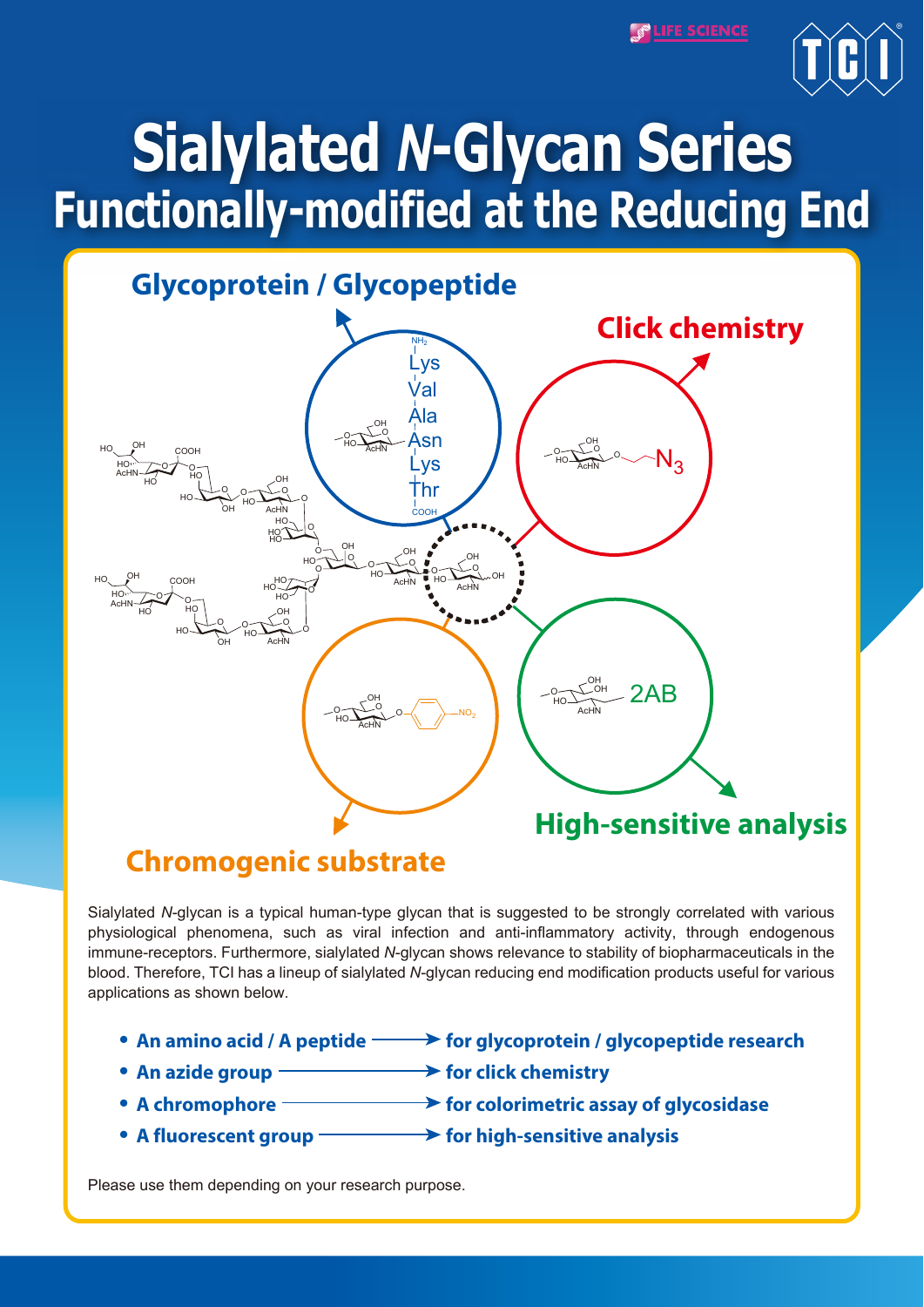# Sialylated *N*-Glycan Series

## Functionally-modified at the Reducing End

Sialylated *N*-glycan is a typical human-type glycan that is suggested to be strongly correlated with various physiological phenomena, such as viral infection and anti-inflammatory activity, through endogenous immune-receptors. Furthermore, sialylated *N*-glycan shows relevance to stability of biopharmaceuticals in the blood. Therefore, TCI has a lineup of sialylated *N*-glycan reducing end modification products useful for various applications as shown below.

- **An amino acid / A peptide** ⟶ **for glycoprotein / glycopeptide research**
- **An azide group** ⟶ **for click chemistry**
- **A chromophore** ⟶ **for colorimetric assay of glycosidase**
- **A fluorescent group** ⟶ **for high-sensitive analysis**

Please use them depending on your research purpose.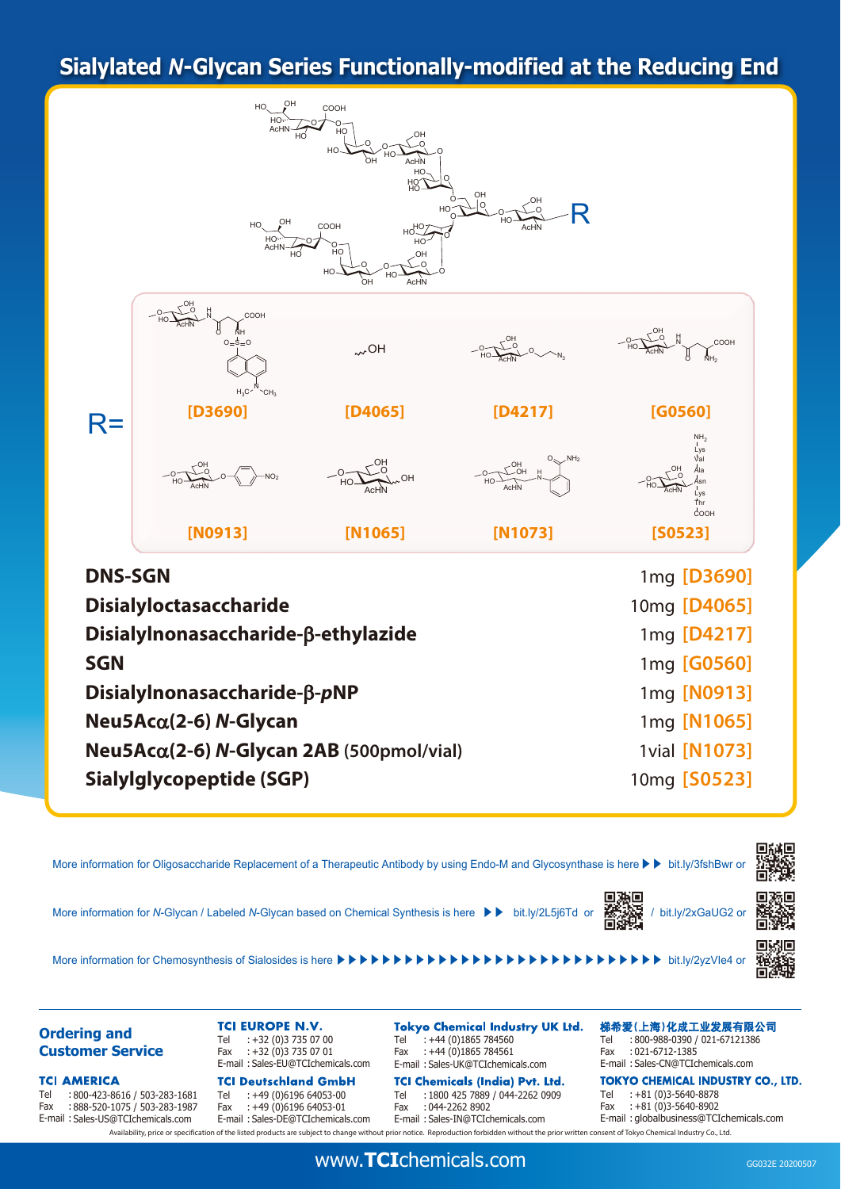# Sialylated *N*-Glycan Series Functionally-modified at the Reducing End

R=

[D3690] [D4065] [D4217] [G0560]

[N0913] [N1065] [N1073] [S0523]

| | |
|---|---|
| **DNS-SGN** | 1mg **[D3690]** |
| **Disialyloctasaccharide** | 10mg **[D4065]** |
| **Disialylnonasaccharide-β-ethylazide** | 1mg **[D4217]** |
| **SGN** | 1mg **[G0560]** |
| **Disialylnonasaccharide-β-*p*NP** | 1mg **[N0913]** |
| **Neu5Acα(2-6) *N*-Glycan** | 1mg **[N1065]** |
| **Neu5Acα(2-6) *N*-Glycan 2AB (500pmol/vial)** | 1vial **[N1073]** |
| **Sialylglycopeptide (SGP)** | 10mg **[S0523]** |

More information for Oligosaccharide Replacement of a Therapeutic Antibody by using Endo-M and Glycosynthase is here ▶▶ bit.ly/3fshBwr or

More information for *N*-Glycan / Labeled *N*-Glycan based on Chemical Synthesis is here ▶▶ bit.ly/2L5j6Td or / bit.ly/2xGaUG2 or

More information for Chemosynthesis of Sialosides is here ▶▶▶▶▶▶▶▶▶▶▶▶▶▶▶▶▶▶▶▶▶▶▶▶▶▶▶▶ bit.ly/2yzVIe4 or

**Ordering and Customer Service**

**TCI AMERICA**
Tel : 800-423-8616 / 503-283-1681
Fax : 888-520-1075 / 503-283-1987
E-mail : Sales-US@TCIchemicals.com

**TCI EUROPE N.V.**
Tel : +32 (0)3 735 07 00
Fax : +32 (0)3 735 07 01
E-mail : Sales-EU@TCIchemicals.com

**TCI Deutschland GmbH**
Tel : +49 (0)6196 64053-00
Fax : +49 (0)6196 64053-01
E-mail : Sales-DE@TCIchemicals.com

**Tokyo Chemical Industry UK Ltd.**
Tel : +44 (0)1865 784560
Fax : +44 (0)1865 784561
E-mail : Sales-UK@TCIchemicals.com

**TCI Chemicals (India) Pvt. Ltd.**
Tel : 1800 425 7889 / 044-2262 0909
Fax : 044-2262 8902
E-mail : Sales-IN@TCIchemicals.com

**梯希爱(上海)化成工业发展有限公司**
Tel : 800-988-0390 / 021-67121386
Fax : 021-6712-1385
E-mail : Sales-CN@TCIchemicals.com

**TOKYO CHEMICAL INDUSTRY CO., LTD.**
Tel : +81 (0)3-5640-8878
Fax : +81 (0)3-5640-8902
E-mail : globalbusiness@TCIchemicals.com

Availability, price or specification of the listed products are subject to change without prior notice. Reproduction forbidden without the prior written consent of Tokyo Chemical Industry Co., Ltd.

www.TCIchemicals.com

GG032E 20200507